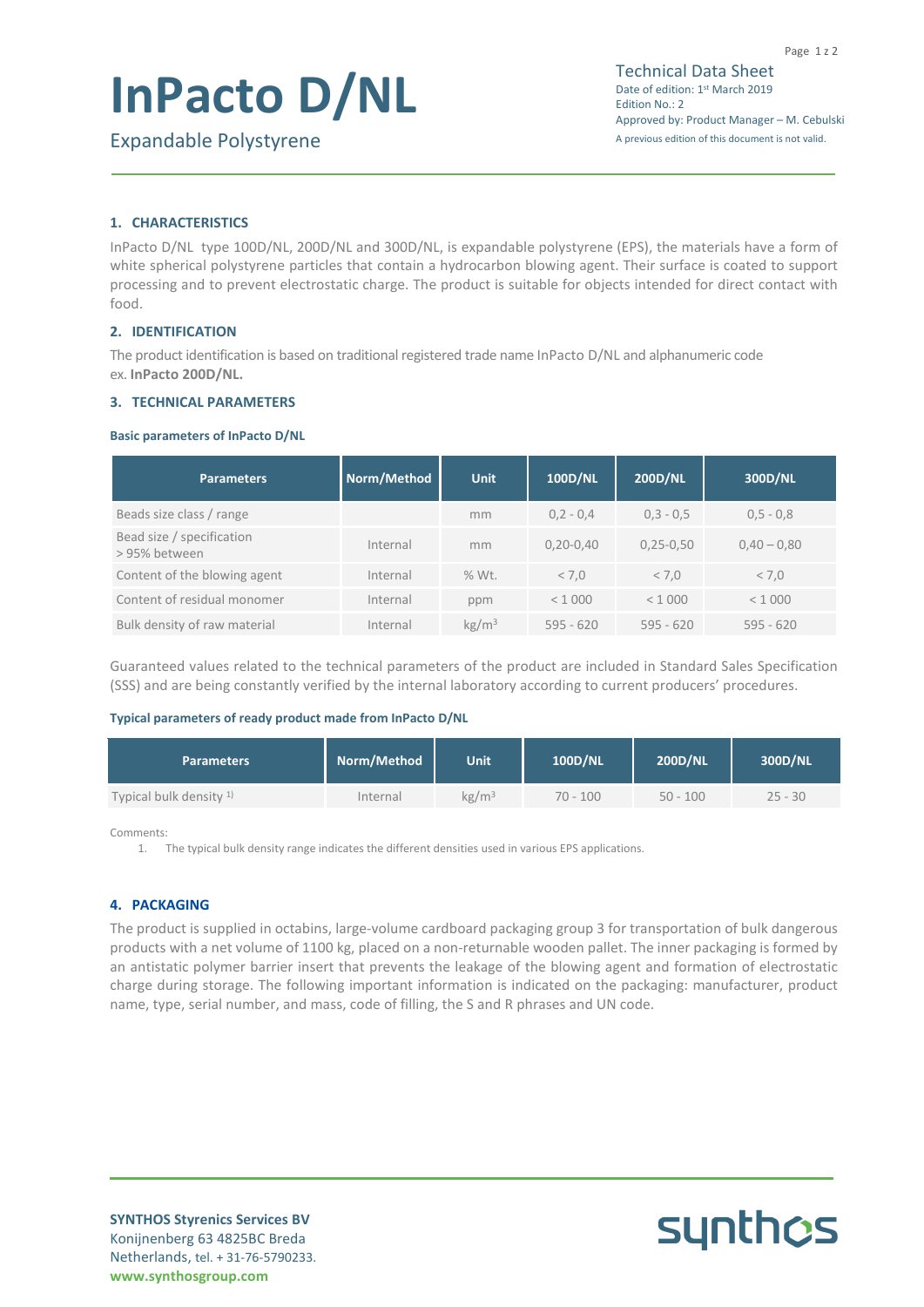# InPacto D/NL

Expandable Polystyrene

Technical Data Sheet
Date of edition: 1st March 2019
Edition No.: 2
Approved by: Product Manager – M. Cebulski
A previous edition of this document is not valid.

## 1. CHARACTERISTICS

InPacto D/NL type 100D/NL, 200D/NL and 300D/NL, is expandable polystyrene (EPS), the materials have a form of white spherical polystyrene particles that contain a hydrocarbon blowing agent. Their surface is coated to support processing and to prevent electrostatic charge. The product is suitable for objects intended for direct contact with food.

## 2. IDENTIFICATION

The product identification is based on traditional registered trade name InPacto D/NL and alphanumeric code ex. **InPacto 200D/NL.**

## 3. TECHNICAL PARAMETERS

#### Basic parameters of InPacto D/NL

| Parameters | Norm/Method | Unit | 100D/NL | 200D/NL | 300D/NL |
|---|---|---|---|---|---|
| Beads size class / range | | mm | 0,2 - 0,4 | 0,3 - 0,5 | 0,5 - 0,8 |
| Bead size / specification > 95% between | Internal | mm | 0,20-0,40 | 0,25-0,50 | 0,40 – 0,80 |
| Content of the blowing agent | Internal | % Wt. | < 7,0 | < 7,0 | < 7,0 |
| Content of residual monomer | Internal | ppm | < 1 000 | < 1 000 | < 1 000 |
| Bulk density of raw material | Internal | kg/m³ | 595 - 620 | 595 - 620 | 595 - 620 |

Guaranteed values related to the technical parameters of the product are included in Standard Sales Specification (SSS) and are being constantly verified by the internal laboratory according to current producers' procedures.

#### Typical parameters of ready product made from InPacto D/NL

| Parameters | Norm/Method | Unit | 100D/NL | 200D/NL | 300D/NL |
|---|---|---|---|---|---|
| Typical bulk density [1)] | Internal | kg/m³ | 70 - 100 | 50 - 100 | 25 - 30 |

Comments:

1. The typical bulk density range indicates the different densities used in various EPS applications.

## 4. PACKAGING

The product is supplied in octabins, large-volume cardboard packaging group 3 for transportation of bulk dangerous products with a net volume of 1100 kg, placed on a non-returnable wooden pallet. The inner packaging is formed by an antistatic polymer barrier insert that prevents the leakage of the blowing agent and formation of electrostatic charge during storage. The following important information is indicated on the packaging: manufacturer, product name, type, serial number, and mass, code of filling, the S and R phrases and UN code.

**SYNTHOS Styrenics Services BV**
Konijnenberg 63 4825BC Breda
Netherlands, tel. + 31-76-5790233.
**www.synthosgroup.com**

synthos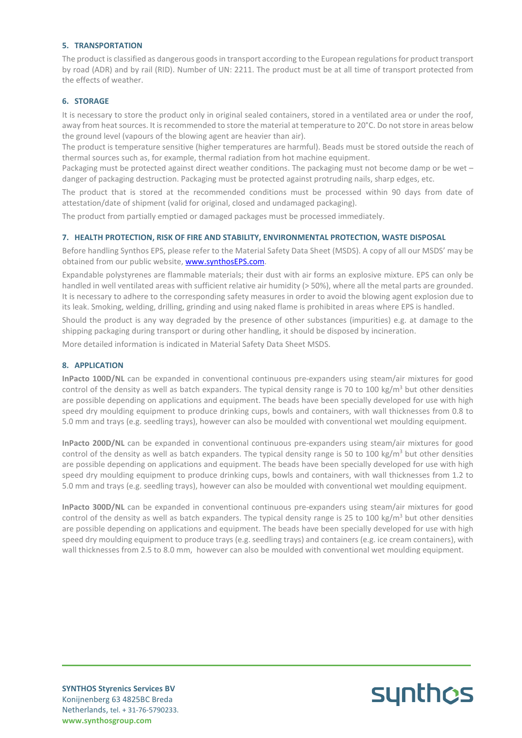## 5. TRANSPORTATION

The product is classified as dangerous goods in transport according to the European regulations for product transport by road (ADR) and by rail (RID). Number of UN: 2211. The product must be at all time of transport protected from the effects of weather.

## 6. STORAGE

It is necessary to store the product only in original sealed containers, stored in a ventilated area or under the roof, away from heat sources. It is recommended to store the material at temperature to 20°C. Do not store in areas below the ground level (vapours of the blowing agent are heavier than air).

The product is temperature sensitive (higher temperatures are harmful). Beads must be stored outside the reach of thermal sources such as, for example, thermal radiation from hot machine equipment.

Packaging must be protected against direct weather conditions. The packaging must not become damp or be wet – danger of packaging destruction. Packaging must be protected against protruding nails, sharp edges, etc.

The product that is stored at the recommended conditions must be processed within 90 days from date of attestation/date of shipment (valid for original, closed and undamaged packaging).

The product from partially emptied or damaged packages must be processed immediately.

## 7. HEALTH PROTECTION, RISK OF FIRE AND STABILITY, ENVIRONMENTAL PROTECTION, WASTE DISPOSAL

Before handling Synthos EPS, please refer to the Material Safety Data Sheet (MSDS). A copy of all our MSDS' may be obtained from our public website, www.synthosEPS.com.

Expandable polystyrenes are flammable materials; their dust with air forms an explosive mixture. EPS can only be handled in well ventilated areas with sufficient relative air humidity (> 50%), where all the metal parts are grounded. It is necessary to adhere to the corresponding safety measures in order to avoid the blowing agent explosion due to its leak. Smoking, welding, drilling, grinding and using naked flame is prohibited in areas where EPS is handled.

Should the product is any way degraded by the presence of other substances (impurities) e.g. at damage to the shipping packaging during transport or during other handling, it should be disposed by incineration.

More detailed information is indicated in Material Safety Data Sheet MSDS.

## 8. APPLICATION

**InPacto 100D/NL** can be expanded in conventional continuous pre-expanders using steam/air mixtures for good control of the density as well as batch expanders. The typical density range is 70 to 100 kg/m$^3$ but other densities are possible depending on applications and equipment. The beads have been specially developed for use with high speed dry moulding equipment to produce drinking cups, bowls and containers, with wall thicknesses from 0.8 to 5.0 mm and trays (e.g. seedling trays), however can also be moulded with conventional wet moulding equipment.

**InPacto 200D/NL** can be expanded in conventional continuous pre-expanders using steam/air mixtures for good control of the density as well as batch expanders. The typical density range is 50 to 100 kg/m$^3$ but other densities are possible depending on applications and equipment. The beads have been specially developed for use with high speed dry moulding equipment to produce drinking cups, bowls and containers, with wall thicknesses from 1.2 to 5.0 mm and trays (e.g. seedling trays), however can also be moulded with conventional wet moulding equipment.

**InPacto 300D/NL** can be expanded in conventional continuous pre-expanders using steam/air mixtures for good control of the density as well as batch expanders. The typical density range is 25 to 100 kg/m$^3$ but other densities are possible depending on applications and equipment. The beads have been specially developed for use with high speed dry moulding equipment to produce trays (e.g. seedling trays) and containers (e.g. ice cream containers), with wall thicknesses from 2.5 to 8.0 mm, however can also be moulded with conventional wet moulding equipment.